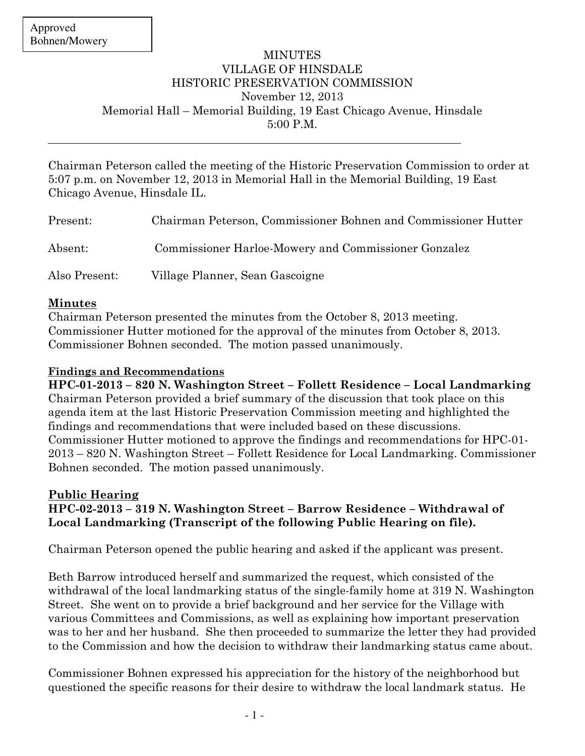Approved
Bohnen/Mowery

# MINUTES
# VILLAGE OF HINSDALE
# HISTORIC PRESERVATION COMMISSION

November 12, 2013
Memorial Hall – Memorial Building, 19 East Chicago Avenue, Hinsdale
5:00 P.M.

---

Chairman Peterson called the meeting of the Historic Preservation Commission to order at 5:07 p.m. on November 12, 2013 in Memorial Hall in the Memorial Building, 19 East Chicago Avenue, Hinsdale IL.

Present: Chairman Peterson, Commissioner Bohnen and Commissioner Hutter

Absent: Commissioner Harloe-Mowery and Commissioner Gonzalez

Also Present: Village Planner, Sean Gascoigne

## Minutes

Chairman Peterson presented the minutes from the October 8, 2013 meeting. Commissioner Hutter motioned for the approval of the minutes from October 8, 2013. Commissioner Bohnen seconded. The motion passed unanimously.

## Findings and Recommendations

**HPC-01-2013 – 820 N. Washington Street – Follett Residence – Local Landmarking**

Chairman Peterson provided a brief summary of the discussion that took place on this agenda item at the last Historic Preservation Commission meeting and highlighted the findings and recommendations that were included based on these discussions. Commissioner Hutter motioned to approve the findings and recommendations for HPC-01-2013 – 820 N. Washington Street – Follett Residence for Local Landmarking. Commissioner Bohnen seconded. The motion passed unanimously.

## Public Hearing

**HPC-02-2013 – 319 N. Washington Street – Barrow Residence – Withdrawal of Local Landmarking (Transcript of the following Public Hearing on file).**

Chairman Peterson opened the public hearing and asked if the applicant was present.

Beth Barrow introduced herself and summarized the request, which consisted of the withdrawal of the local landmarking status of the single-family home at 319 N. Washington Street. She went on to provide a brief background and her service for the Village with various Committees and Commissions, as well as explaining how important preservation was to her and her husband. She then proceeded to summarize the letter they had provided to the Commission and how the decision to withdraw their landmarking status came about.

Commissioner Bohnen expressed his appreciation for the history of the neighborhood but questioned the specific reasons for their desire to withdraw the local landmark status. He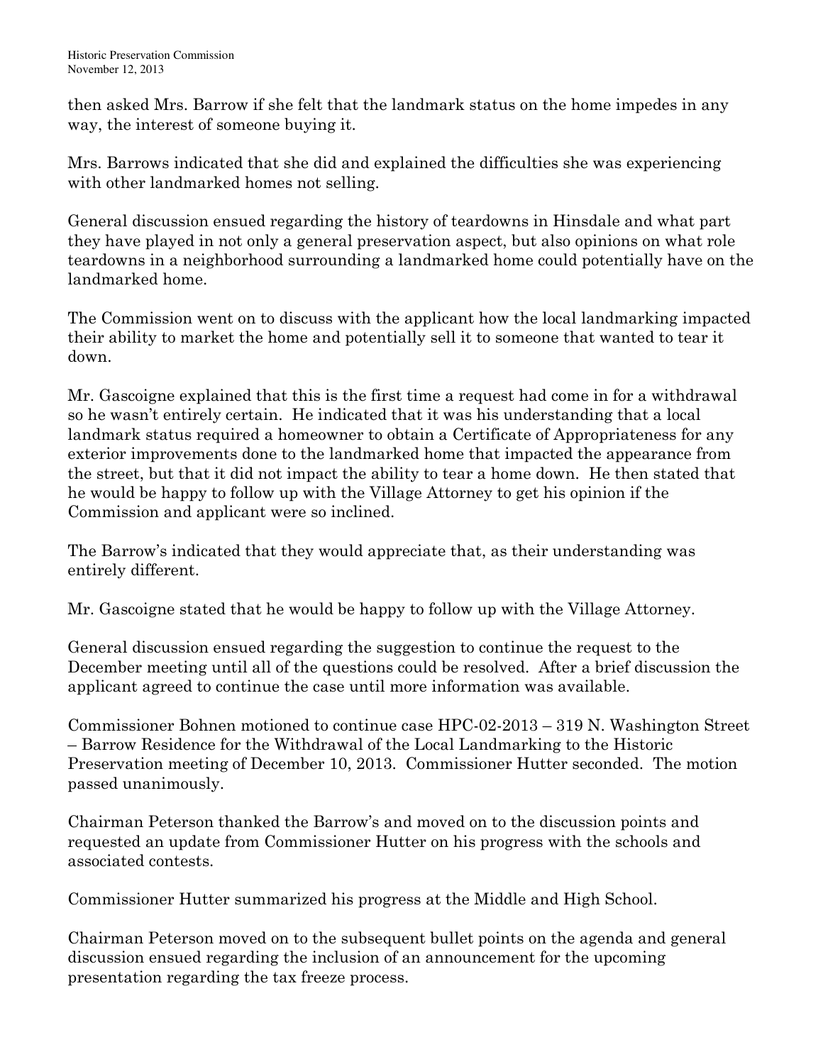then asked Mrs. Barrow if she felt that the landmark status on the home impedes in any way, the interest of someone buying it.

Mrs. Barrows indicated that she did and explained the difficulties she was experiencing with other landmarked homes not selling.

General discussion ensued regarding the history of teardowns in Hinsdale and what part they have played in not only a general preservation aspect, but also opinions on what role teardowns in a neighborhood surrounding a landmarked home could potentially have on the landmarked home.

The Commission went on to discuss with the applicant how the local landmarking impacted their ability to market the home and potentially sell it to someone that wanted to tear it down.

Mr. Gascoigne explained that this is the first time a request had come in for a withdrawal so he wasn't entirely certain. He indicated that it was his understanding that a local landmark status required a homeowner to obtain a Certificate of Appropriateness for any exterior improvements done to the landmarked home that impacted the appearance from the street, but that it did not impact the ability to tear a home down. He then stated that he would be happy to follow up with the Village Attorney to get his opinion if the Commission and applicant were so inclined.

The Barrow's indicated that they would appreciate that, as their understanding was entirely different.

Mr. Gascoigne stated that he would be happy to follow up with the Village Attorney.

General discussion ensued regarding the suggestion to continue the request to the December meeting until all of the questions could be resolved. After a brief discussion the applicant agreed to continue the case until more information was available.

Commissioner Bohnen motioned to continue case HPC-02-2013 – 319 N. Washington Street – Barrow Residence for the Withdrawal of the Local Landmarking to the Historic Preservation meeting of December 10, 2013. Commissioner Hutter seconded. The motion passed unanimously.

Chairman Peterson thanked the Barrow's and moved on to the discussion points and requested an update from Commissioner Hutter on his progress with the schools and associated contests.

Commissioner Hutter summarized his progress at the Middle and High School.

Chairman Peterson moved on to the subsequent bullet points on the agenda and general discussion ensued regarding the inclusion of an announcement for the upcoming presentation regarding the tax freeze process.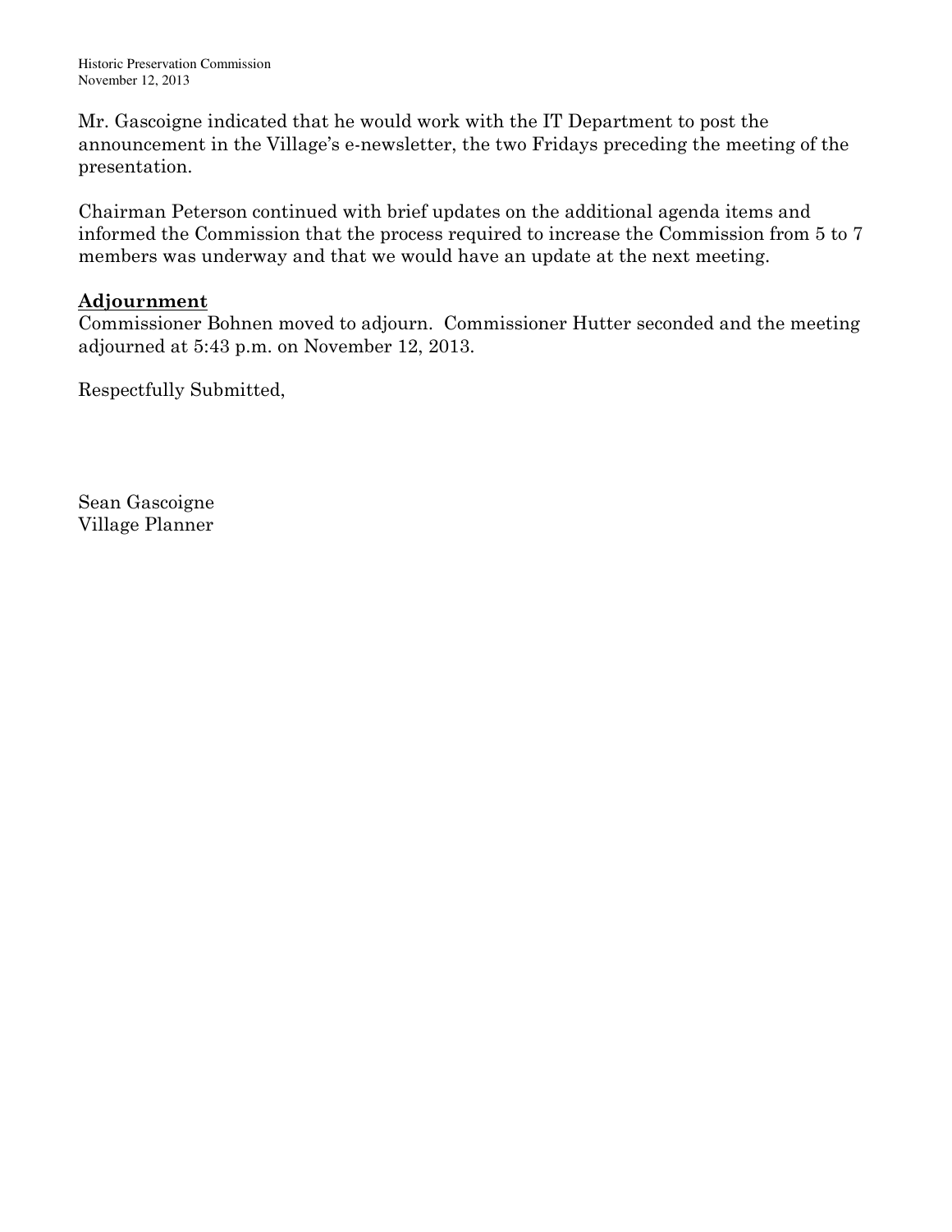Mr. Gascoigne indicated that he would work with the IT Department to post the announcement in the Village's e-newsletter, the two Fridays preceding the meeting of the presentation.

Chairman Peterson continued with brief updates on the additional agenda items and informed the Commission that the process required to increase the Commission from 5 to 7 members was underway and that we would have an update at the next meeting.

## Adjournment

Commissioner Bohnen moved to adjourn. Commissioner Hutter seconded and the meeting adjourned at 5:43 p.m. on November 12, 2013.

Respectfully Submitted,

Sean Gascoigne
Village Planner